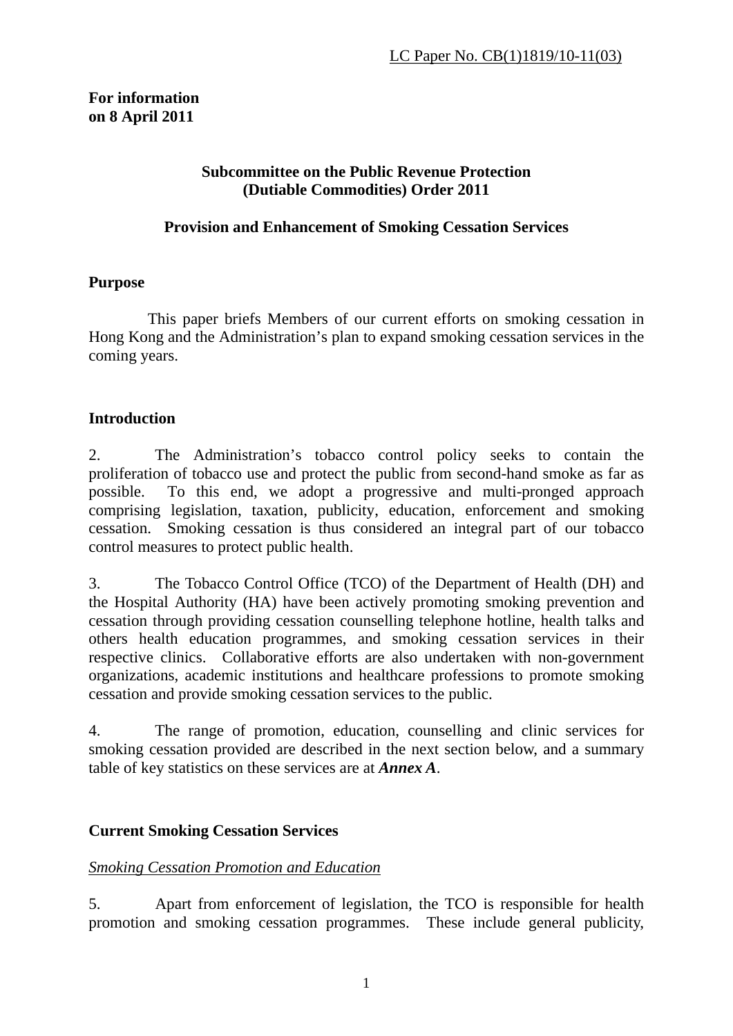LC Paper No. CB(1)1819/10-11(03)

**For information on 8 April 2011**

**Subcommittee on the Public Revenue Protection (Dutiable Commodities) Order 2011**

**Provision and Enhancement of Smoking Cessation Services**

## Purpose

This paper briefs Members of our current efforts on smoking cessation in Hong Kong and the Administration's plan to expand smoking cessation services in the coming years.

## Introduction

2. The Administration's tobacco control policy seeks to contain the proliferation of tobacco use and protect the public from second-hand smoke as far as possible. To this end, we adopt a progressive and multi-pronged approach comprising legislation, taxation, publicity, education, enforcement and smoking cessation. Smoking cessation is thus considered an integral part of our tobacco control measures to protect public health.

3. The Tobacco Control Office (TCO) of the Department of Health (DH) and the Hospital Authority (HA) have been actively promoting smoking prevention and cessation through providing cessation counselling telephone hotline, health talks and others health education programmes, and smoking cessation services in their respective clinics. Collaborative efforts are also undertaken with non-government organizations, academic institutions and healthcare professions to promote smoking cessation and provide smoking cessation services to the public.

4. The range of promotion, education, counselling and clinic services for smoking cessation provided are described in the next section below, and a summary table of key statistics on these services are at ***Annex A***.

## Current Smoking Cessation Services

### *Smoking Cessation Promotion and Education*

5. Apart from enforcement of legislation, the TCO is responsible for health promotion and smoking cessation programmes. These include general publicity,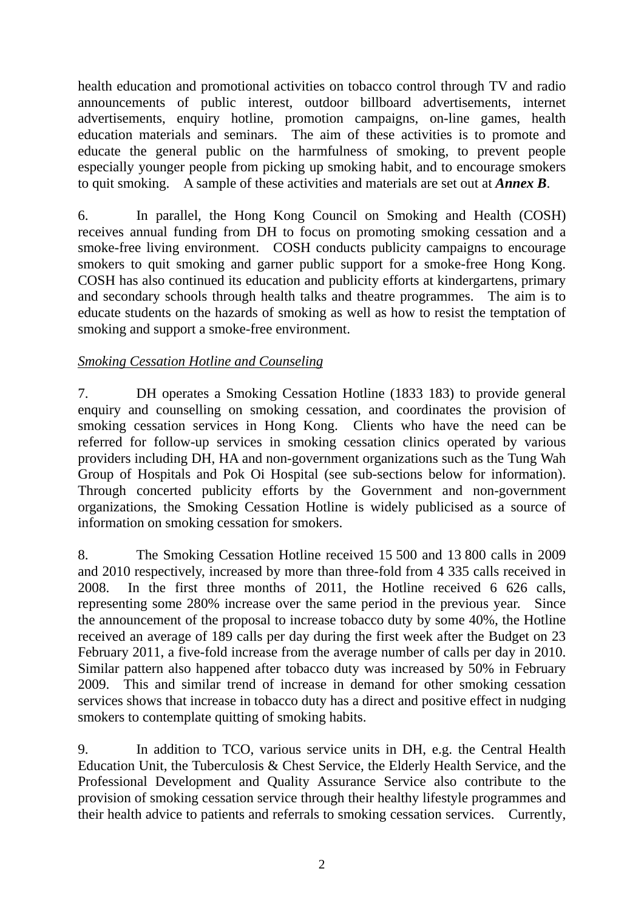health education and promotional activities on tobacco control through TV and radio announcements of public interest, outdoor billboard advertisements, internet advertisements, enquiry hotline, promotion campaigns, on-line games, health education materials and seminars. The aim of these activities is to promote and educate the general public on the harmfulness of smoking, to prevent people especially younger people from picking up smoking habit, and to encourage smokers to quit smoking. A sample of these activities and materials are set out at ***Annex B***.

6. In parallel, the Hong Kong Council on Smoking and Health (COSH) receives annual funding from DH to focus on promoting smoking cessation and a smoke-free living environment. COSH conducts publicity campaigns to encourage smokers to quit smoking and garner public support for a smoke-free Hong Kong. COSH has also continued its education and publicity efforts at kindergartens, primary and secondary schools through health talks and theatre programmes. The aim is to educate students on the hazards of smoking as well as how to resist the temptation of smoking and support a smoke-free environment.

*Smoking Cessation Hotline and Counseling*

7. DH operates a Smoking Cessation Hotline (1833 183) to provide general enquiry and counselling on smoking cessation, and coordinates the provision of smoking cessation services in Hong Kong. Clients who have the need can be referred for follow-up services in smoking cessation clinics operated by various providers including DH, HA and non-government organizations such as the Tung Wah Group of Hospitals and Pok Oi Hospital (see sub-sections below for information). Through concerted publicity efforts by the Government and non-government organizations, the Smoking Cessation Hotline is widely publicised as a source of information on smoking cessation for smokers.

8. The Smoking Cessation Hotline received 15 500 and 13 800 calls in 2009 and 2010 respectively, increased by more than three-fold from 4 335 calls received in 2008. In the first three months of 2011, the Hotline received 6 626 calls, representing some 280% increase over the same period in the previous year. Since the announcement of the proposal to increase tobacco duty by some 40%, the Hotline received an average of 189 calls per day during the first week after the Budget on 23 February 2011, a five-fold increase from the average number of calls per day in 2010. Similar pattern also happened after tobacco duty was increased by 50% in February 2009. This and similar trend of increase in demand for other smoking cessation services shows that increase in tobacco duty has a direct and positive effect in nudging smokers to contemplate quitting of smoking habits.

9. In addition to TCO, various service units in DH, e.g. the Central Health Education Unit, the Tuberculosis & Chest Service, the Elderly Health Service, and the Professional Development and Quality Assurance Service also contribute to the provision of smoking cessation service through their healthy lifestyle programmes and their health advice to patients and referrals to smoking cessation services. Currently,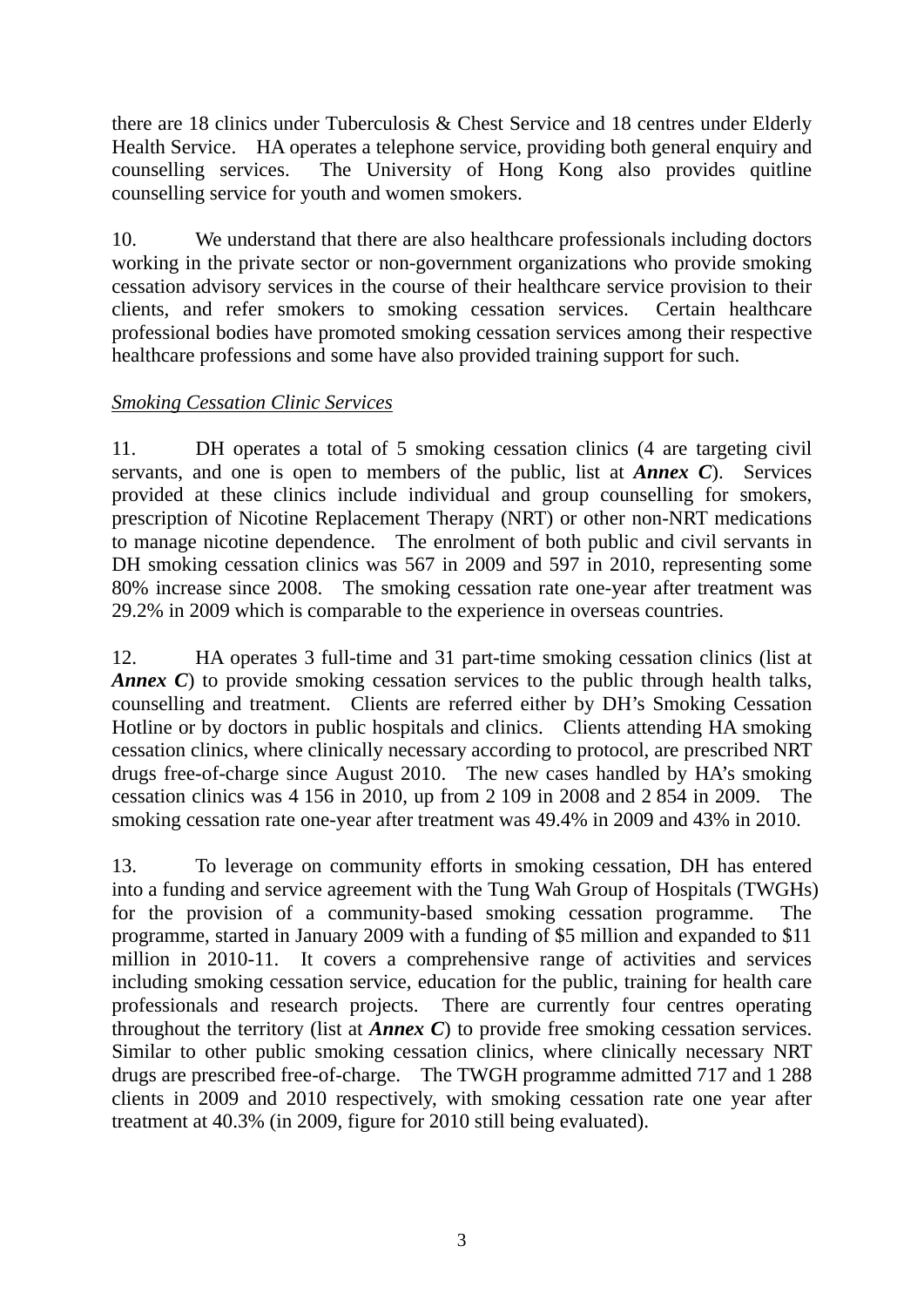there are 18 clinics under Tuberculosis & Chest Service and 18 centres under Elderly Health Service. HA operates a telephone service, providing both general enquiry and counselling services. The University of Hong Kong also provides quitline counselling service for youth and women smokers.

10. We understand that there are also healthcare professionals including doctors working in the private sector or non-government organizations who provide smoking cessation advisory services in the course of their healthcare service provision to their clients, and refer smokers to smoking cessation services. Certain healthcare professional bodies have promoted smoking cessation services among their respective healthcare professions and some have also provided training support for such.

*Smoking Cessation Clinic Services*

11. DH operates a total of 5 smoking cessation clinics (4 are targeting civil servants, and one is open to members of the public, list at ***Annex C***). Services provided at these clinics include individual and group counselling for smokers, prescription of Nicotine Replacement Therapy (NRT) or other non-NRT medications to manage nicotine dependence. The enrolment of both public and civil servants in DH smoking cessation clinics was 567 in 2009 and 597 in 2010, representing some 80% increase since 2008. The smoking cessation rate one-year after treatment was 29.2% in 2009 which is comparable to the experience in overseas countries.

12. HA operates 3 full-time and 31 part-time smoking cessation clinics (list at ***Annex C***) to provide smoking cessation services to the public through health talks, counselling and treatment. Clients are referred either by DH's Smoking Cessation Hotline or by doctors in public hospitals and clinics. Clients attending HA smoking cessation clinics, where clinically necessary according to protocol, are prescribed NRT drugs free-of-charge since August 2010. The new cases handled by HA's smoking cessation clinics was 4 156 in 2010, up from 2 109 in 2008 and 2 854 in 2009. The smoking cessation rate one-year after treatment was 49.4% in 2009 and 43% in 2010.

13. To leverage on community efforts in smoking cessation, DH has entered into a funding and service agreement with the Tung Wah Group of Hospitals (TWGHs) for the provision of a community-based smoking cessation programme. The programme, started in January 2009 with a funding of $5 million and expanded to $11 million in 2010-11. It covers a comprehensive range of activities and services including smoking cessation service, education for the public, training for health care professionals and research projects. There are currently four centres operating throughout the territory (list at ***Annex C***) to provide free smoking cessation services. Similar to other public smoking cessation clinics, where clinically necessary NRT drugs are prescribed free-of-charge. The TWGH programme admitted 717 and 1 288 clients in 2009 and 2010 respectively, with smoking cessation rate one year after treatment at 40.3% (in 2009, figure for 2010 still being evaluated).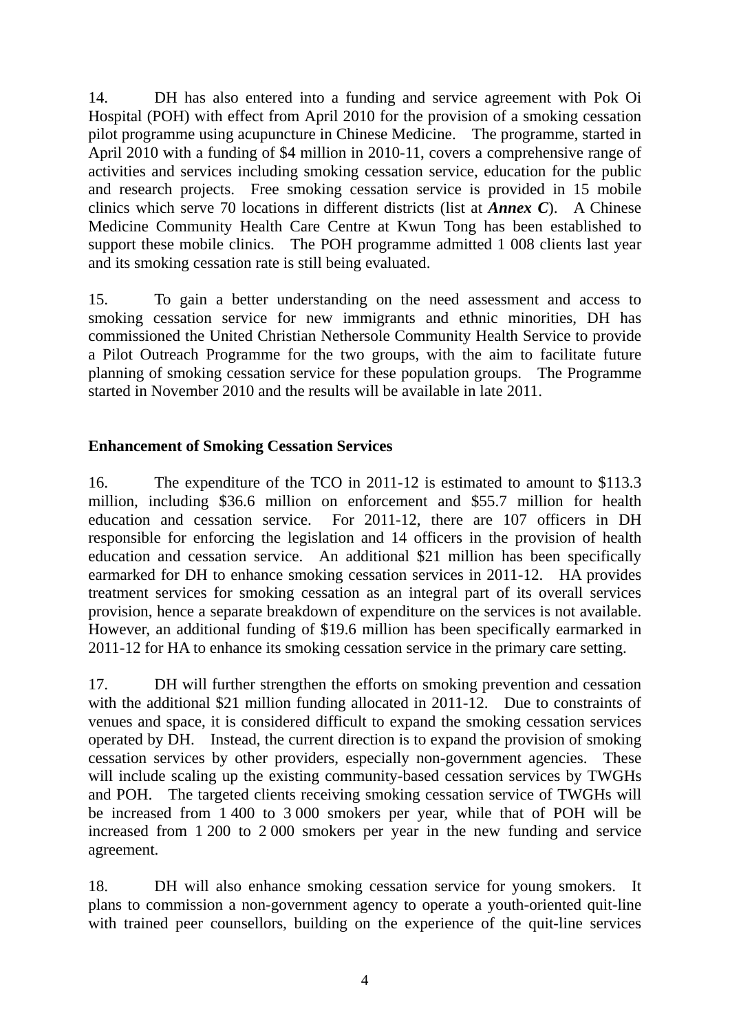14. DH has also entered into a funding and service agreement with Pok Oi Hospital (POH) with effect from April 2010 for the provision of a smoking cessation pilot programme using acupuncture in Chinese Medicine. The programme, started in April 2010 with a funding of $4 million in 2010-11, covers a comprehensive range of activities and services including smoking cessation service, education for the public and research projects. Free smoking cessation service is provided in 15 mobile clinics which serve 70 locations in different districts (list at ***Annex C***). A Chinese Medicine Community Health Care Centre at Kwun Tong has been established to support these mobile clinics. The POH programme admitted 1 008 clients last year and its smoking cessation rate is still being evaluated.

15. To gain a better understanding on the need assessment and access to smoking cessation service for new immigrants and ethnic minorities, DH has commissioned the United Christian Nethersole Community Health Service to provide a Pilot Outreach Programme for the two groups, with the aim to facilitate future planning of smoking cessation service for these population groups. The Programme started in November 2010 and the results will be available in late 2011.

**Enhancement of Smoking Cessation Services**

16. The expenditure of the TCO in 2011-12 is estimated to amount to $113.3 million, including $36.6 million on enforcement and $55.7 million for health education and cessation service. For 2011-12, there are 107 officers in DH responsible for enforcing the legislation and 14 officers in the provision of health education and cessation service. An additional $21 million has been specifically earmarked for DH to enhance smoking cessation services in 2011-12. HA provides treatment services for smoking cessation as an integral part of its overall services provision, hence a separate breakdown of expenditure on the services is not available. However, an additional funding of $19.6 million has been specifically earmarked in 2011-12 for HA to enhance its smoking cessation service in the primary care setting.

17. DH will further strengthen the efforts on smoking prevention and cessation with the additional $21 million funding allocated in 2011-12. Due to constraints of venues and space, it is considered difficult to expand the smoking cessation services operated by DH. Instead, the current direction is to expand the provision of smoking cessation services by other providers, especially non-government agencies. These will include scaling up the existing community-based cessation services by TWGHs and POH. The targeted clients receiving smoking cessation service of TWGHs will be increased from 1 400 to 3 000 smokers per year, while that of POH will be increased from 1 200 to 2 000 smokers per year in the new funding and service agreement.

18. DH will also enhance smoking cessation service for young smokers. It plans to commission a non-government agency to operate a youth-oriented quit-line with trained peer counsellors, building on the experience of the quit-line services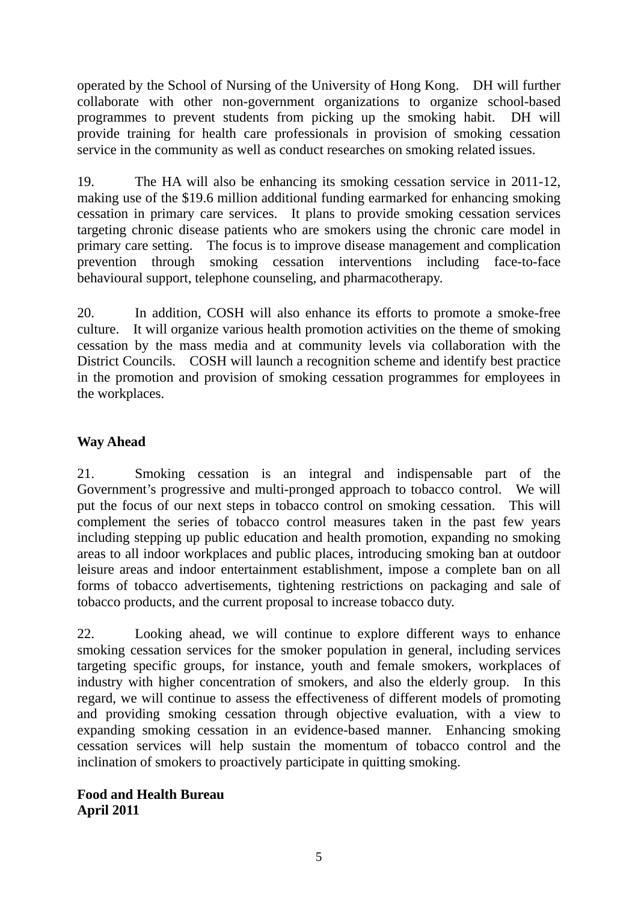operated by the School of Nursing of the University of Hong Kong. DH will further collaborate with other non-government organizations to organize school-based programmes to prevent students from picking up the smoking habit. DH will provide training for health care professionals in provision of smoking cessation service in the community as well as conduct researches on smoking related issues.

19. The HA will also be enhancing its smoking cessation service in 2011-12, making use of the $19.6 million additional funding earmarked for enhancing smoking cessation in primary care services. It plans to provide smoking cessation services targeting chronic disease patients who are smokers using the chronic care model in primary care setting. The focus is to improve disease management and complication prevention through smoking cessation interventions including face-to-face behavioural support, telephone counseling, and pharmacotherapy.

20. In addition, COSH will also enhance its efforts to promote a smoke-free culture. It will organize various health promotion activities on the theme of smoking cessation by the mass media and at community levels via collaboration with the District Councils. COSH will launch a recognition scheme and identify best practice in the promotion and provision of smoking cessation programmes for employees in the workplaces.

**Way Ahead**

21. Smoking cessation is an integral and indispensable part of the Government's progressive and multi-pronged approach to tobacco control. We will put the focus of our next steps in tobacco control on smoking cessation. This will complement the series of tobacco control measures taken in the past few years including stepping up public education and health promotion, expanding no smoking areas to all indoor workplaces and public places, introducing smoking ban at outdoor leisure areas and indoor entertainment establishment, impose a complete ban on all forms of tobacco advertisements, tightening restrictions on packaging and sale of tobacco products, and the current proposal to increase tobacco duty.

22. Looking ahead, we will continue to explore different ways to enhance smoking cessation services for the smoker population in general, including services targeting specific groups, for instance, youth and female smokers, workplaces of industry with higher concentration of smokers, and also the elderly group. In this regard, we will continue to assess the effectiveness of different models of promoting and providing smoking cessation through objective evaluation, with a view to expanding smoking cessation in an evidence-based manner. Enhancing smoking cessation services will help sustain the momentum of tobacco control and the inclination of smokers to proactively participate in quitting smoking.

**Food and Health Bureau**
**April 2011**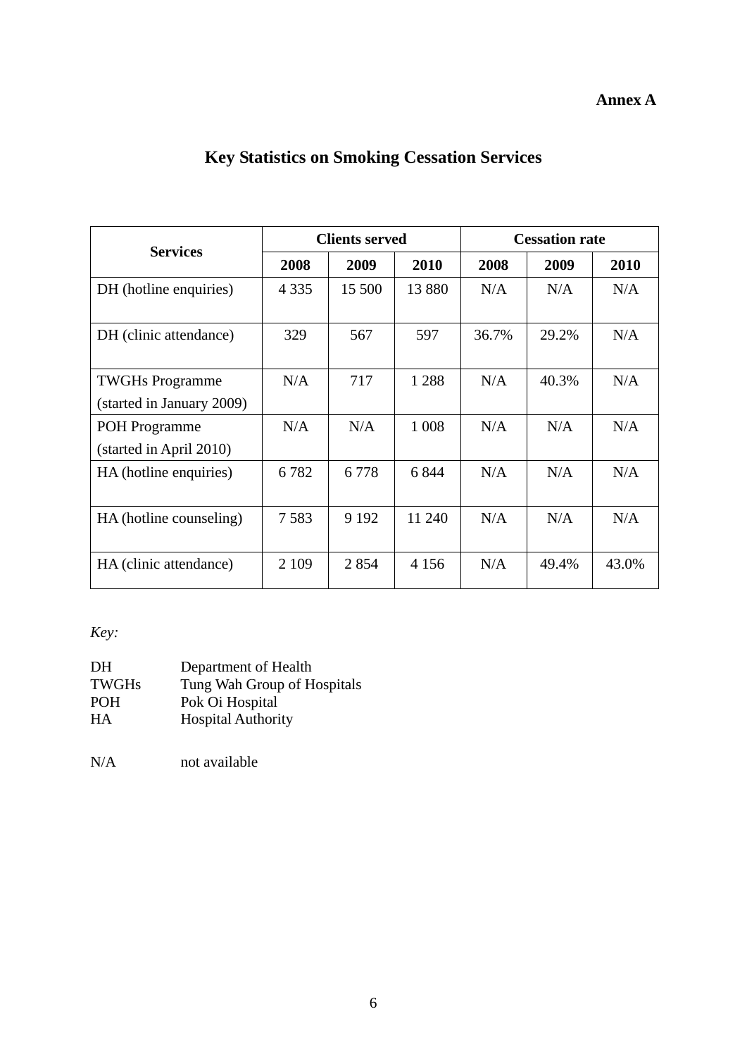**Annex A**

# Key Statistics on Smoking Cessation Services

| Services | Clients served | | | Cessation rate | | |
|---|---|---|---|---|---|---|
| | 2008 | 2009 | 2010 | 2008 | 2009 | 2010 |
| DH (hotline enquiries) | 4 335 | 15 500 | 13 880 | N/A | N/A | N/A |
| DH (clinic attendance) | 329 | 567 | 597 | 36.7% | 29.2% | N/A |
| TWGHs Programme (started in January 2009) | N/A | 717 | 1 288 | N/A | 40.3% | N/A |
| POH Programme (started in April 2010) | N/A | N/A | 1 008 | N/A | N/A | N/A |
| HA (hotline enquiries) | 6 782 | 6 778 | 6 844 | N/A | N/A | N/A |
| HA (hotline counseling) | 7 583 | 9 192 | 11 240 | N/A | N/A | N/A |
| HA (clinic attendance) | 2 109 | 2 854 | 4 156 | N/A | 49.4% | 43.0% |

*Key:*

DH Department of Health
TWGHs Tung Wah Group of Hospitals
POH Pok Oi Hospital
HA Hospital Authority

N/A not available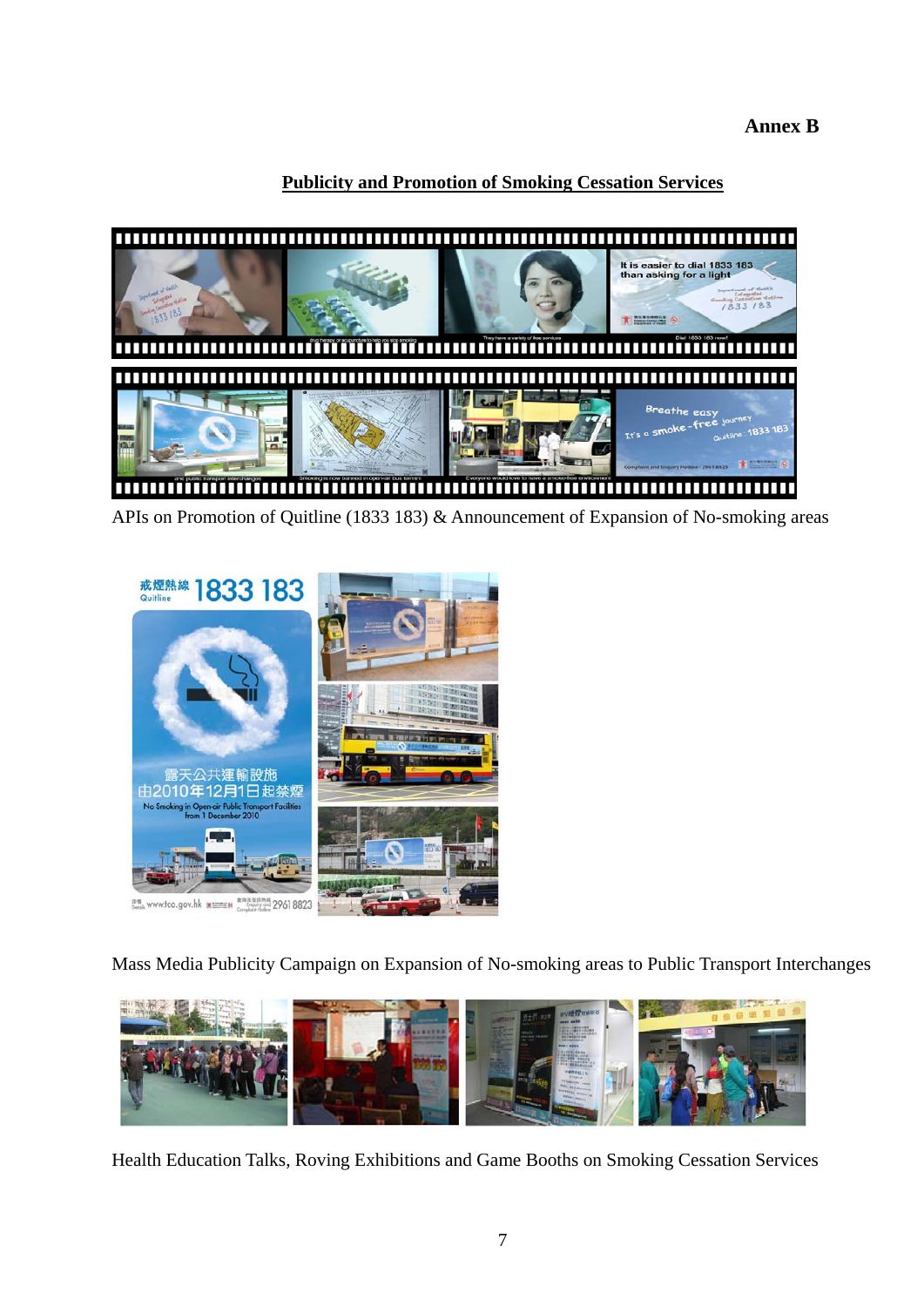**Annex B**

**Publicity and Promotion of Smoking Cessation Services**

APIs on Promotion of Quitline (1833 183) & Announcement of Expansion of No-smoking areas

Mass Media Publicity Campaign on Expansion of No-smoking areas to Public Transport Interchanges

Health Education Talks, Roving Exhibitions and Game Booths on Smoking Cessation Services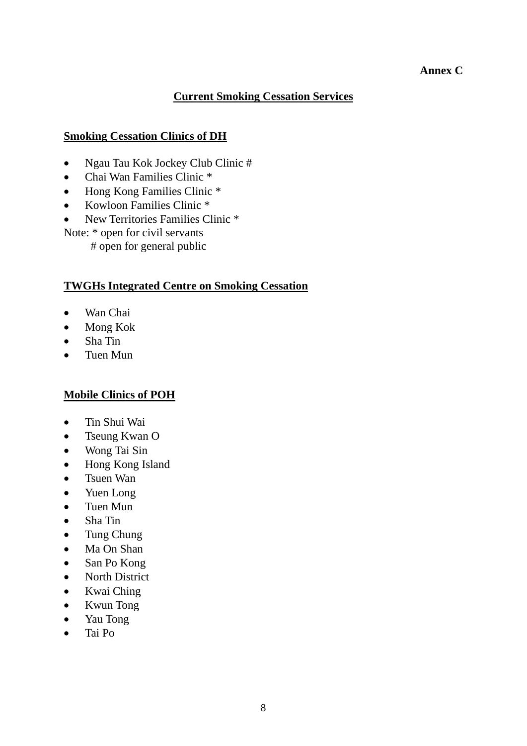**Annex C**

# Current Smoking Cessation Services

## Smoking Cessation Clinics of DH

- Ngau Tau Kok Jockey Club Clinic #
- Chai Wan Families Clinic *
- Hong Kong Families Clinic *
- Kowloon Families Clinic *
- New Territories Families Clinic *

Note: * open for civil servants
　　# open for general public

## TWGHs Integrated Centre on Smoking Cessation

- Wan Chai
- Mong Kok
- Sha Tin
- Tuen Mun

## Mobile Clinics of POH

- Tin Shui Wai
- Tseung Kwan O
- Wong Tai Sin
- Hong Kong Island
- Tsuen Wan
- Yuen Long
- Tuen Mun
- Sha Tin
- Tung Chung
- Ma On Shan
- San Po Kong
- North District
- Kwai Ching
- Kwun Tong
- Yau Tong
- Tai Po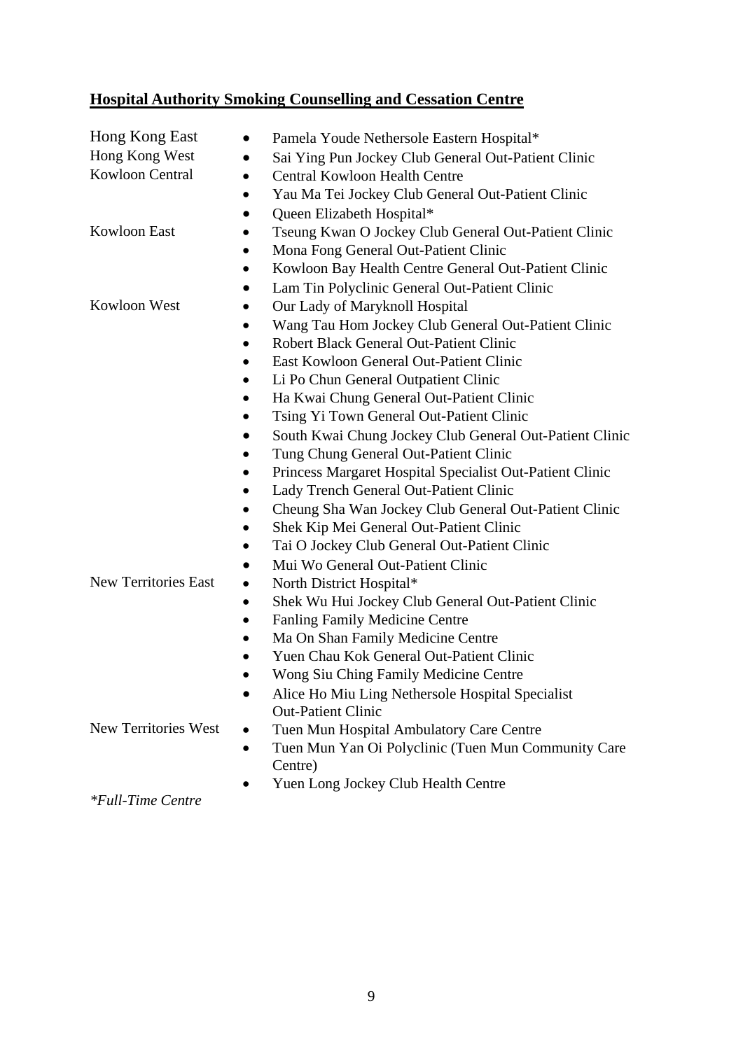## Hospital Authority Smoking Counselling and Cessation Centre

Hong Kong East
- Pamela Youde Nethersole Eastern Hospital*

Hong Kong West
- Sai Ying Pun Jockey Club General Out-Patient Clinic

Kowloon Central
- Central Kowloon Health Centre
- Yau Ma Tei Jockey Club General Out-Patient Clinic
- Queen Elizabeth Hospital*

Kowloon East
- Tseung Kwan O Jockey Club General Out-Patient Clinic
- Mona Fong General Out-Patient Clinic
- Kowloon Bay Health Centre General Out-Patient Clinic
- Lam Tin Polyclinic General Out-Patient Clinic

Kowloon West
- Our Lady of Maryknoll Hospital
- Wang Tau Hom Jockey Club General Out-Patient Clinic
- Robert Black General Out-Patient Clinic
- East Kowloon General Out-Patient Clinic
- Li Po Chun General Outpatient Clinic
- Ha Kwai Chung General Out-Patient Clinic
- Tsing Yi Town General Out-Patient Clinic
- South Kwai Chung Jockey Club General Out-Patient Clinic
- Tung Chung General Out-Patient Clinic
- Princess Margaret Hospital Specialist Out-Patient Clinic
- Lady Trench General Out-Patient Clinic
- Cheung Sha Wan Jockey Club General Out-Patient Clinic
- Shek Kip Mei General Out-Patient Clinic
- Tai O Jockey Club General Out-Patient Clinic
- Mui Wo General Out-Patient Clinic

New Territories East
- North District Hospital*
- Shek Wu Hui Jockey Club General Out-Patient Clinic
- Fanling Family Medicine Centre
- Ma On Shan Family Medicine Centre
- Yuen Chau Kok General Out-Patient Clinic
- Wong Siu Ching Family Medicine Centre
- Alice Ho Miu Ling Nethersole Hospital Specialist Out-Patient Clinic

New Territories West
- Tuen Mun Hospital Ambulatory Care Centre
- Tuen Mun Yan Oi Polyclinic (Tuen Mun Community Care Centre)
- Yuen Long Jockey Club Health Centre

*\*Full-Time Centre*